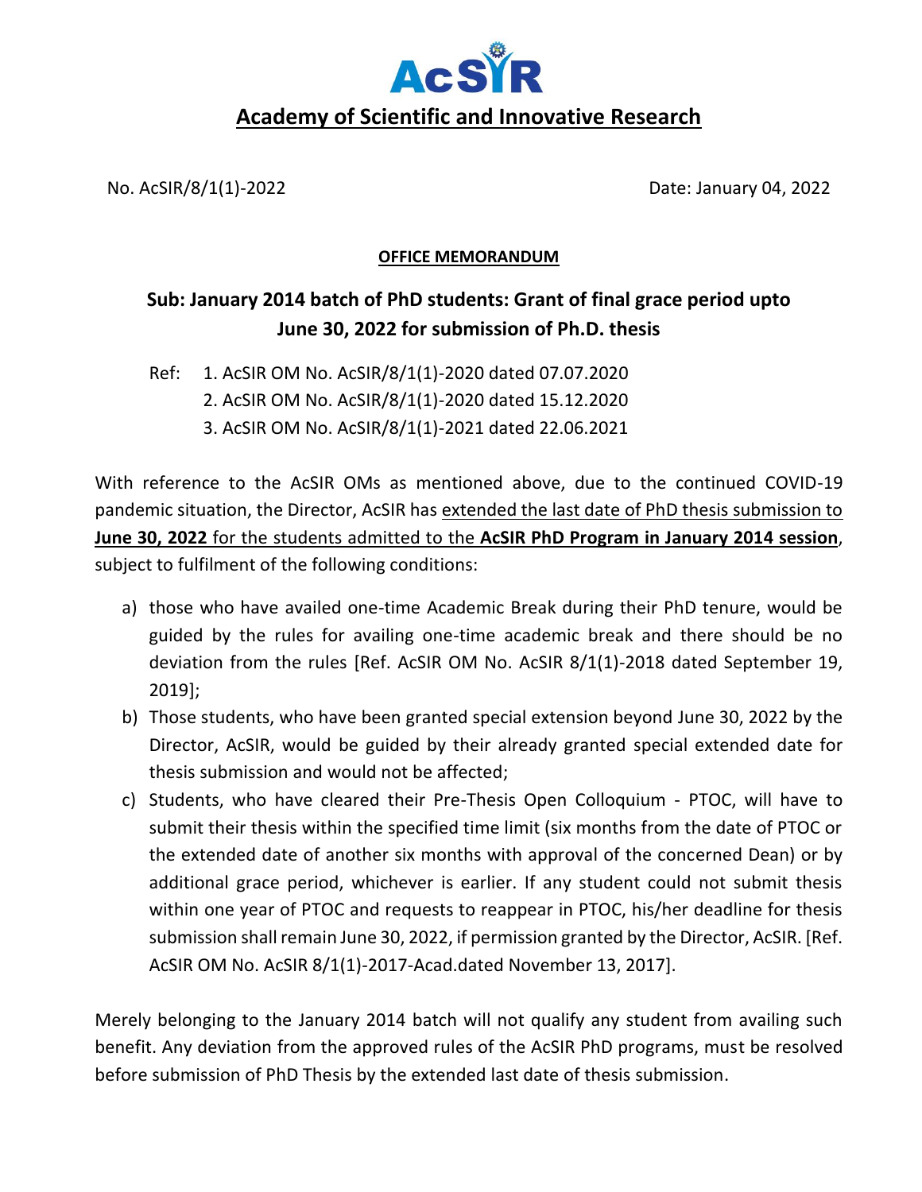# AcSIR

## Academy of Scientific and Innovative Research

No. AcSIR/8/1(1)-2022 Date: January 04, 2022

**OFFICE MEMORANDUM**

**Sub: January 2014 batch of PhD students: Grant of final grace period upto June 30, 2022 for submission of Ph.D. thesis**

Ref:
1. AcSIR OM No. AcSIR/8/1(1)-2020 dated 07.07.2020
2. AcSIR OM No. AcSIR/8/1(1)-2020 dated 15.12.2020
3. AcSIR OM No. AcSIR/8/1(1)-2021 dated 22.06.2021

With reference to the AcSIR OMs as mentioned above, due to the continued COVID-19 pandemic situation, the Director, AcSIR has extended the last date of PhD thesis submission to **June 30, 2022** for the students admitted to the **AcSIR PhD Program in January 2014 session**, subject to fulfilment of the following conditions:

a) those who have availed one-time Academic Break during their PhD tenure, would be guided by the rules for availing one-time academic break and there should be no deviation from the rules [Ref. AcSIR OM No. AcSIR 8/1(1)-2018 dated September 19, 2019];

b) Those students, who have been granted special extension beyond June 30, 2022 by the Director, AcSIR, would be guided by their already granted special extended date for thesis submission and would not be affected;

c) Students, who have cleared their Pre-Thesis Open Colloquium - PTOC, will have to submit their thesis within the specified time limit (six months from the date of PTOC or the extended date of another six months with approval of the concerned Dean) or by additional grace period, whichever is earlier. If any student could not submit thesis within one year of PTOC and requests to reappear in PTOC, his/her deadline for thesis submission shall remain June 30, 2022, if permission granted by the Director, AcSIR. [Ref. AcSIR OM No. AcSIR 8/1(1)-2017-Acad.dated November 13, 2017].

Merely belonging to the January 2014 batch will not qualify any student from availing such benefit. Any deviation from the approved rules of the AcSIR PhD programs, must be resolved before submission of PhD Thesis by the extended last date of thesis submission.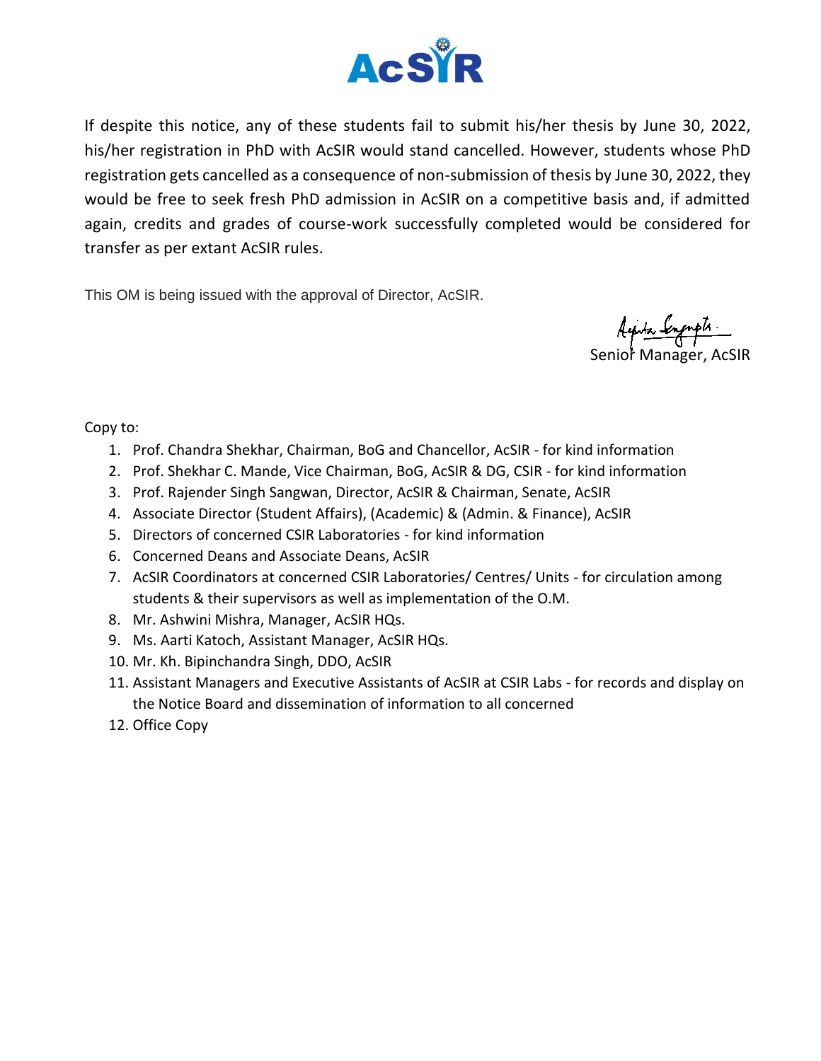If despite this notice, any of these students fail to submit his/her thesis by June 30, 2022, his/her registration in PhD with AcSIR would stand cancelled. However, students whose PhD registration gets cancelled as a consequence of non-submission of thesis by June 30, 2022, they would be free to seek fresh PhD admission in AcSIR on a competitive basis and, if admitted again, credits and grades of course-work successfully completed would be considered for transfer as per extant AcSIR rules.

This OM is being issued with the approval of Director, AcSIR.

Senior Manager, AcSIR

Copy to:

1. Prof. Chandra Shekhar, Chairman, BoG and Chancellor, AcSIR - for kind information
2. Prof. Shekhar C. Mande, Vice Chairman, BoG, AcSIR & DG, CSIR - for kind information
3. Prof. Rajender Singh Sangwan, Director, AcSIR & Chairman, Senate, AcSIR
4. Associate Director (Student Affairs), (Academic) & (Admin. & Finance), AcSIR
5. Directors of concerned CSIR Laboratories - for kind information
6. Concerned Deans and Associate Deans, AcSIR
7. AcSIR Coordinators at concerned CSIR Laboratories/ Centres/ Units - for circulation among students & their supervisors as well as implementation of the O.M.
8. Mr. Ashwini Mishra, Manager, AcSIR HQs.
9. Ms. Aarti Katoch, Assistant Manager, AcSIR HQs.
10. Mr. Kh. Bipinchandra Singh, DDO, AcSIR
11. Assistant Managers and Executive Assistants of AcSIR at CSIR Labs - for records and display on the Notice Board and dissemination of information to all concerned
12. Office Copy